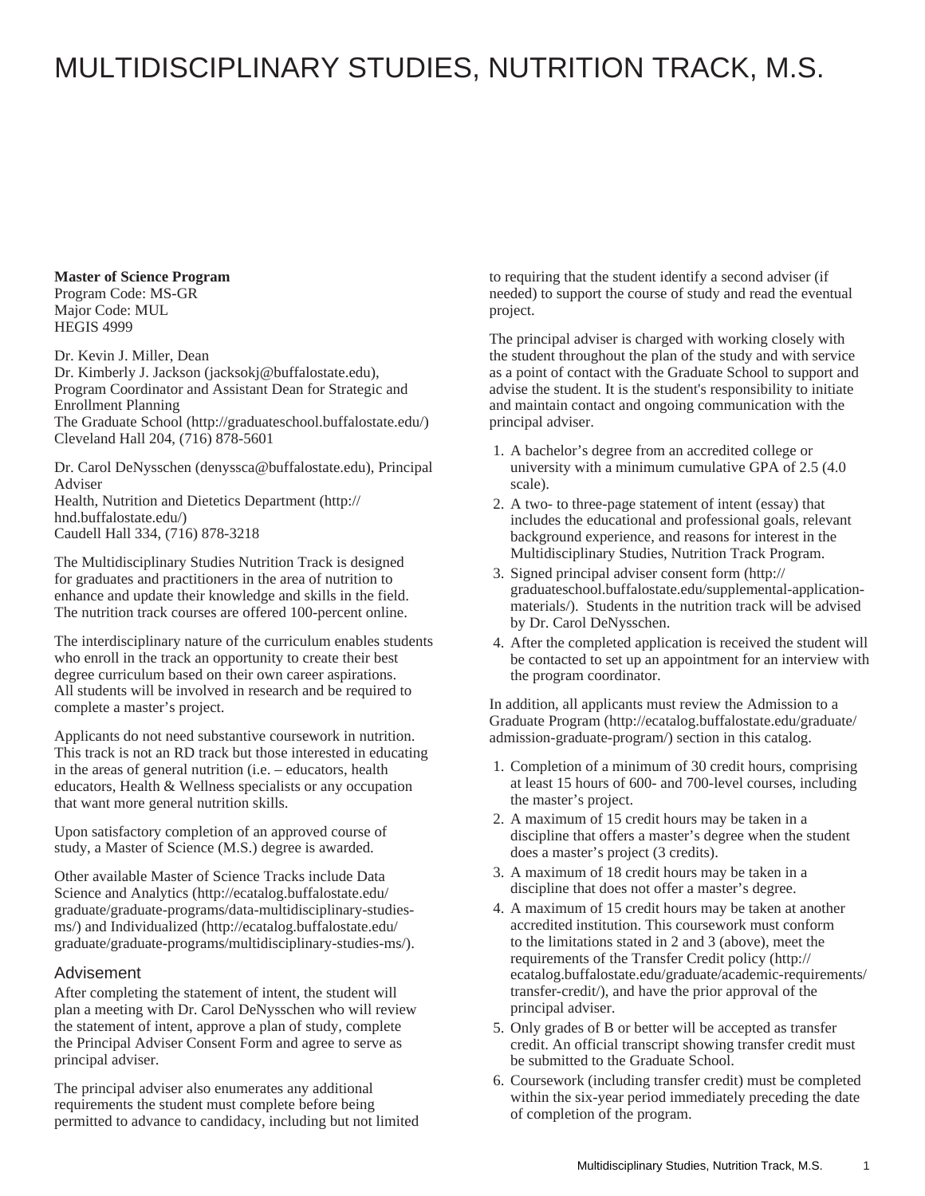# MULTIDISCIPLINARY STUDIES, NUTRITION TRACK, M.S.

**Master of Science Program**
Program Code: MS-GR
Major Code: MUL
HEGIS 4999

Dr. Kevin J. Miller, Dean
Dr. Kimberly J. Jackson (jacksokj@buffalostate.edu), Program Coordinator and Assistant Dean for Strategic and Enrollment Planning
The Graduate School (http://graduateschool.buffalostate.edu/)
Cleveland Hall 204, (716) 878-5601

Dr. Carol DeNysschen (denyssca@buffalostate.edu), Principal Adviser
Health, Nutrition and Dietetics Department (http://hnd.buffalostate.edu/)
Caudell Hall 334, (716) 878-3218

The Multidisciplinary Studies Nutrition Track is designed for graduates and practitioners in the area of nutrition to enhance and update their knowledge and skills in the field. The nutrition track courses are offered 100-percent online.

The interdisciplinary nature of the curriculum enables students who enroll in the track an opportunity to create their best degree curriculum based on their own career aspirations. All students will be involved in research and be required to complete a master's project.

Applicants do not need substantive coursework in nutrition. This track is not an RD track but those interested in educating in the areas of general nutrition (i.e. – educators, health educators, Health & Wellness specialists or any occupation that want more general nutrition skills.

Upon satisfactory completion of an approved course of study, a Master of Science (M.S.) degree is awarded.

Other available Master of Science Tracks include Data Science and Analytics (http://ecatalog.buffalostate.edu/graduate/graduate-programs/data-multidisciplinary-studies-ms/) and Individualized (http://ecatalog.buffalostate.edu/graduate/graduate-programs/multidisciplinary-studies-ms/).

## Advisement

After completing the statement of intent, the student will plan a meeting with Dr. Carol DeNysschen who will review the statement of intent, approve a plan of study, complete the Principal Adviser Consent Form and agree to serve as principal adviser.

The principal adviser also enumerates any additional requirements the student must complete before being permitted to advance to candidacy, including but not limited to requiring that the student identify a second adviser (if needed) to support the course of study and read the eventual project.

The principal adviser is charged with working closely with the student throughout the plan of the study and with service as a point of contact with the Graduate School to support and advise the student. It is the student's responsibility to initiate and maintain contact and ongoing communication with the principal adviser.

1. A bachelor's degree from an accredited college or university with a minimum cumulative GPA of 2.5 (4.0 scale).
2. A two- to three-page statement of intent (essay) that includes the educational and professional goals, relevant background experience, and reasons for interest in the Multidisciplinary Studies, Nutrition Track Program.
3. Signed principal adviser consent form (http://graduateschool.buffalostate.edu/supplemental-application-materials/). Students in the nutrition track will be advised by Dr. Carol DeNysschen.
4. After the completed application is received the student will be contacted to set up an appointment for an interview with the program coordinator.

In addition, all applicants must review the Admission to a Graduate Program (http://ecatalog.buffalostate.edu/graduate/admission-graduate-program/) section in this catalog.

1. Completion of a minimum of 30 credit hours, comprising at least 15 hours of 600- and 700-level courses, including the master's project.
2. A maximum of 15 credit hours may be taken in a discipline that offers a master's degree when the student does a master's project (3 credits).
3. A maximum of 18 credit hours may be taken in a discipline that does not offer a master's degree.
4. A maximum of 15 credit hours may be taken at another accredited institution. This coursework must conform to the limitations stated in 2 and 3 (above), meet the requirements of the Transfer Credit policy (http://ecatalog.buffalostate.edu/graduate/academic-requirements/transfer-credit/), and have the prior approval of the principal adviser.
5. Only grades of B or better will be accepted as transfer credit. An official transcript showing transfer credit must be submitted to the Graduate School.
6. Coursework (including transfer credit) must be completed within the six-year period immediately preceding the date of completion of the program.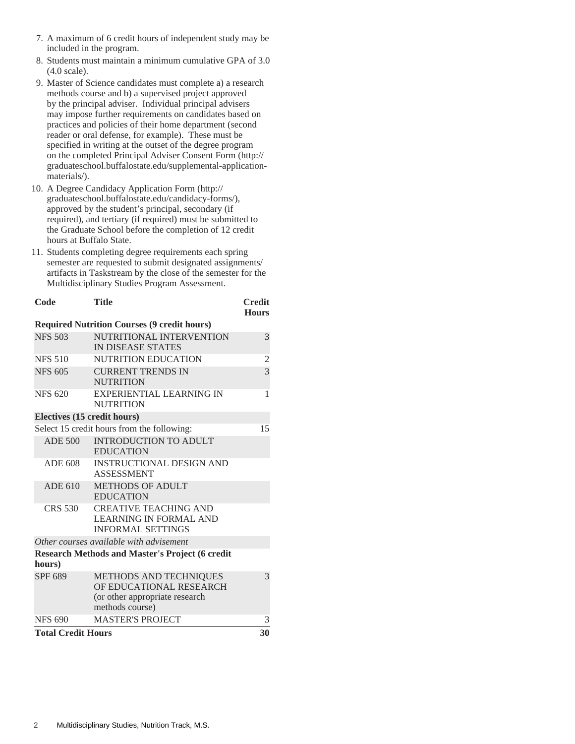7. A maximum of 6 credit hours of independent study may be included in the program.
8. Students must maintain a minimum cumulative GPA of 3.0 (4.0 scale).
9. Master of Science candidates must complete a) a research methods course and b) a supervised project approved by the principal adviser. Individual principal advisers may impose further requirements on candidates based on practices and policies of their home department (second reader or oral defense, for example). These must be specified in writing at the outset of the degree program on the completed Principal Adviser Consent Form (http://graduateschool.buffalostate.edu/supplemental-application-materials/).
10. A Degree Candidacy Application Form (http://graduateschool.buffalostate.edu/candidacy-forms/), approved by the student's principal, secondary (if required), and tertiary (if required) must be submitted to the Graduate School before the completion of 12 credit hours at Buffalo State.
11. Students completing degree requirements each spring semester are requested to submit designated assignments/artifacts in Taskstream by the close of the semester for the Multidisciplinary Studies Program Assessment.

| Code | Title | Credit Hours |
|---|---|---|
| **Required Nutrition Courses (9 credit hours)** | | |
| NFS 503 | NUTRITIONAL INTERVENTION IN DISEASE STATES | 3 |
| NFS 510 | NUTRITION EDUCATION | 2 |
| NFS 605 | CURRENT TRENDS IN NUTRITION | 3 |
| NFS 620 | EXPERIENTIAL LEARNING IN NUTRITION | 1 |
| **Electives (15 credit hours)** | | |
| Select 15 credit hours from the following: | | 15 |
| ADE 500 | INTRODUCTION TO ADULT EDUCATION | |
| ADE 608 | INSTRUCTIONAL DESIGN AND ASSESSMENT | |
| ADE 610 | METHODS OF ADULT EDUCATION | |
| CRS 530 | CREATIVE TEACHING AND LEARNING IN FORMAL AND INFORMAL SETTINGS | |
| *Other courses available with advisement* | | |
| **Research Methods and Master's Project (6 credit hours)** | | |
| SPF 689 | METHODS AND TECHNIQUES OF EDUCATIONAL RESEARCH (or other appropriate research methods course) | 3 |
| NFS 690 | MASTER'S PROJECT | 3 |
| **Total Credit Hours** | | **30** |